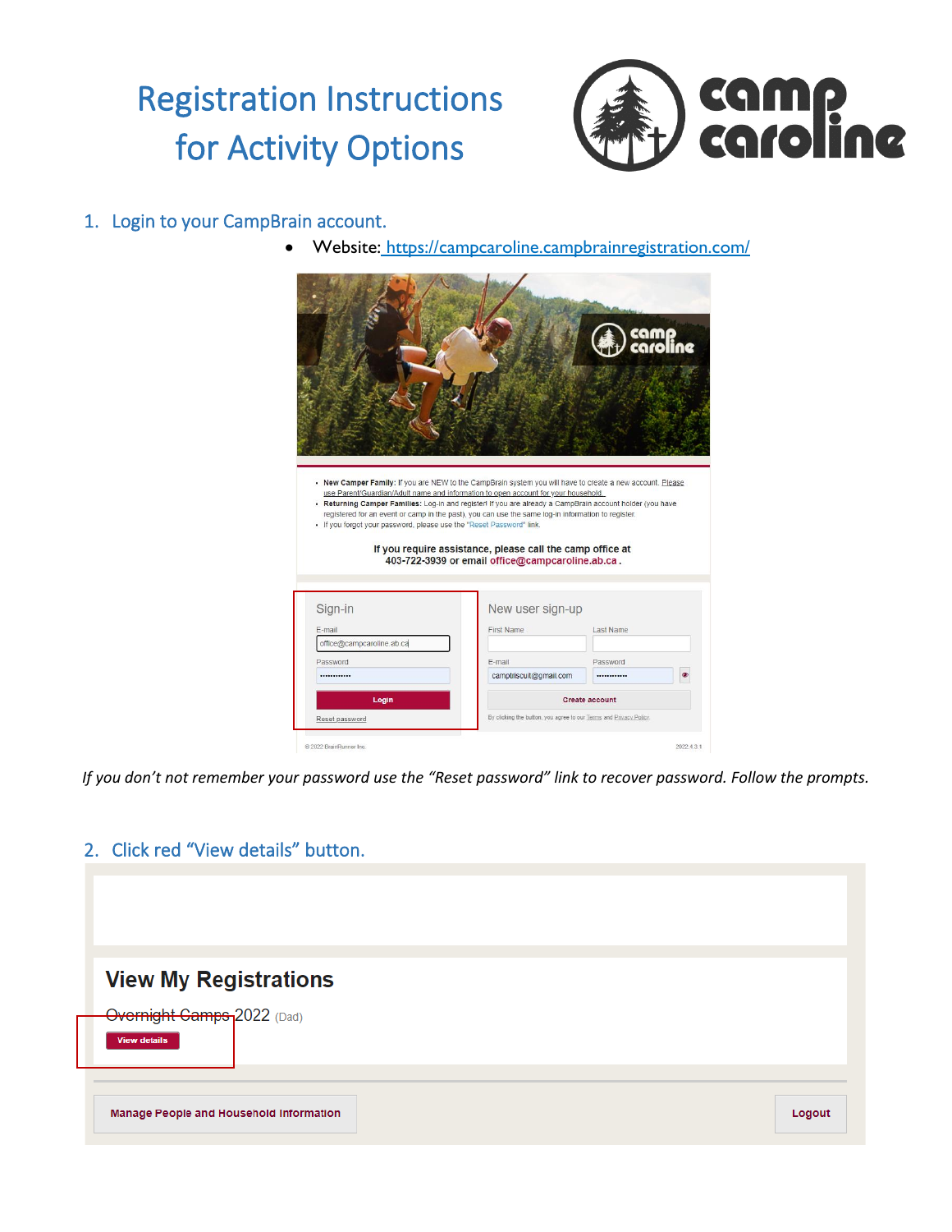# Registration Instructions for Activity Options

1. Login to your CampBrain account.
   - Website: [https://campcaroline.campbrainregistration.com/](https://campcaroline.campbrainregistration.com/)

*If you don't not remember your password use the "Reset password" link to recover password. Follow the prompts.*

2. Click red "View details" button.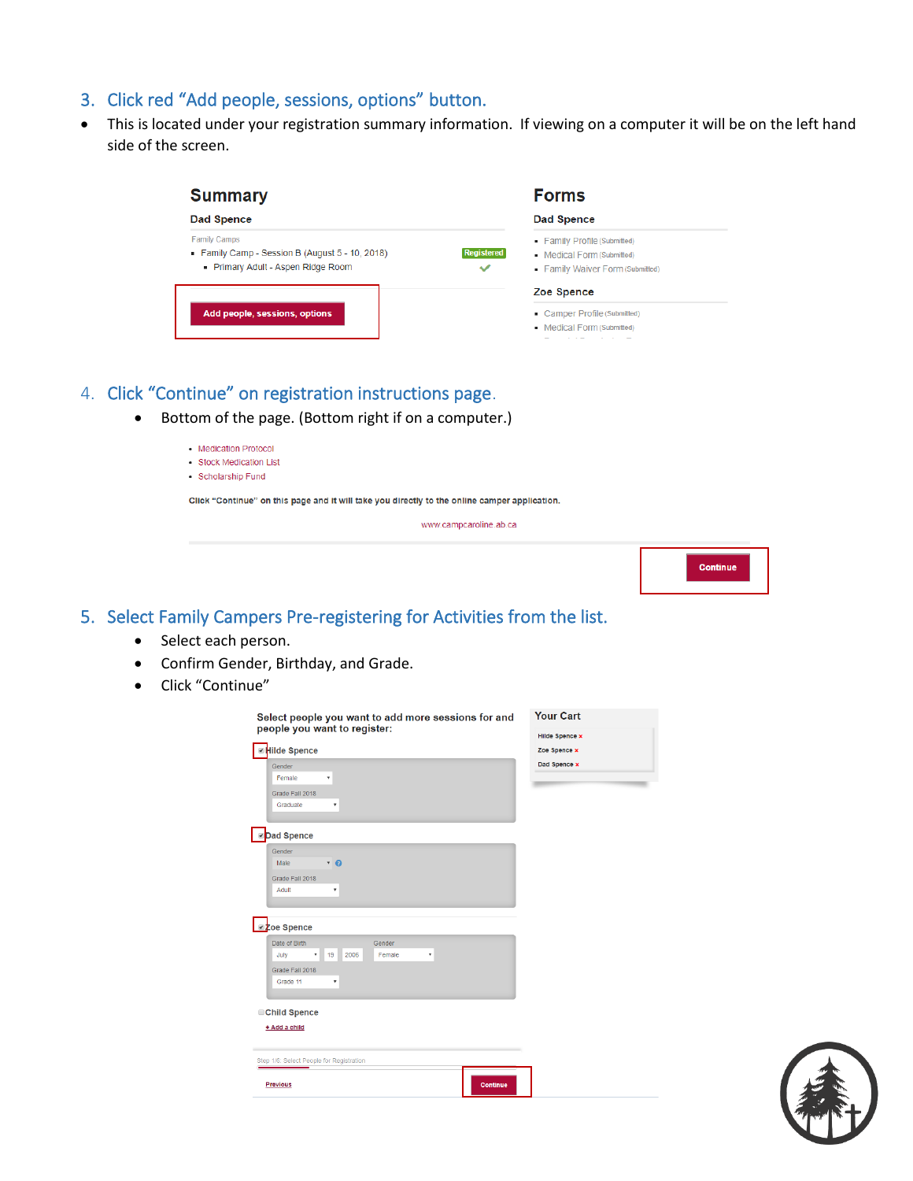## 3. Click red "Add people, sessions, options" button.

- This is located under your registration summary information. If viewing on a computer it will be on the left hand side of the screen.

**Summary**

**Dad Spence**

Family Camps

- Family Camp - Session B (August 5 - 10, 2018) Registered
  - Primary Adult - Aspen Ridge Room

Add people, sessions, options

**Forms**

**Dad Spence**

- Family Profile (Submitted)
- Medical Form (Submitted)
- Family Waiver Form (Submitted)

**Zoe Spence**

- Camper Profile (Submitted)
- Medical Form (Submitted)

## 4. Click "Continue" on registration instructions page.

- Bottom of the page. (Bottom right if on a computer.)

- Medication Protocol
- Stock Medication List
- Scholarship Fund

Click "Continue" on this page and it will take you directly to the online camper application.

www.campcaroline.ab.ca

Continue

## 5. Select Family Campers Pre-registering for Activities from the list.

- Select each person.
- Confirm Gender, Birthday, and Grade.
- Click "Continue"

Select people you want to add more sessions for and people you want to register:

- [x] Hilde Spence
  - Gender: Female
  - Grade Fall 2018: Graduate
- [x] Dad Spence
  - Gender: Male
  - Grade Fall 2018: Adult
- [x] Zoe Spence
  - Date of Birth: July 19 2006
  - Gender: Female
  - Grade Fall 2018: Grade 11
- [ ] Child Spence

+ Add a child

Step 1/6: Select People for Registration

Previous | Continue

**Your Cart**

- Hilde Spence ×
- Zoe Spence ×
- Dad Spence ×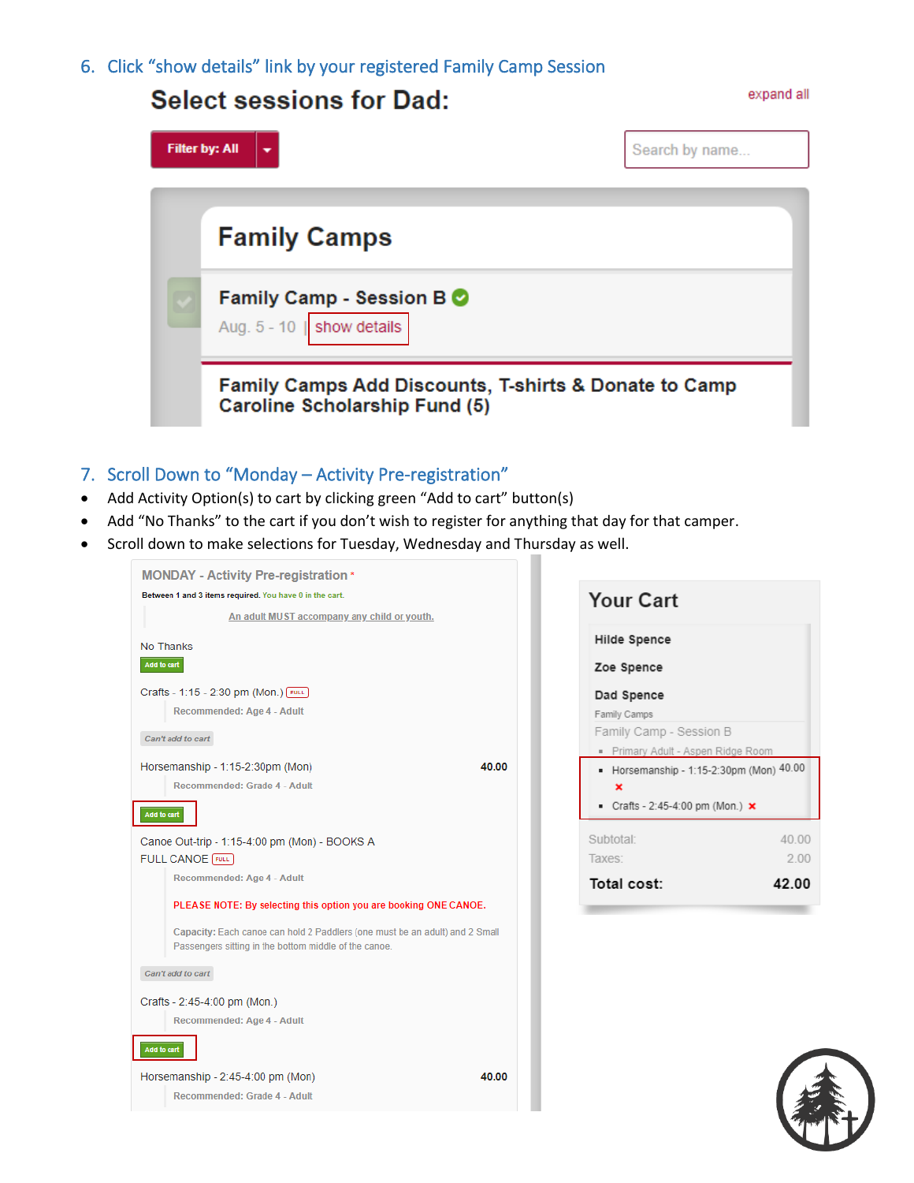6. Click "show details" link by your registered Family Camp Session

Select sessions for Dad:

expand all

Filter by: All

Search by name...

Family Camps

Family Camp - Session B

Aug. 5 - 10 | show details

Family Camps Add Discounts, T-shirts & Donate to Camp Caroline Scholarship Fund (5)

7. Scroll Down to "Monday – Activity Pre-registration"

- Add Activity Option(s) to cart by clicking green "Add to cart" button(s)
- Add "No Thanks" to the cart if you don't wish to register for anything that day for that camper.
- Scroll down to make selections for Tuesday, Wednesday and Thursday as well.

MONDAY - Activity Pre-registration *

Between 1 and 3 items required. You have 0 in the cart.

An adult MUST accompany any child or youth.

No Thanks

Add to cart

Crafts - 1:15 - 2:30 pm (Mon.) FULL

Recommended: Age 4 - Adult

Can't add to cart

Horsemanship - 1:15-2:30pm (Mon) 40.00

Recommended: Grade 4 - Adult

Add to cart

Canoe Out-trip - 1:15-4:00 pm (Mon) - BOOKS A FULL CANOE FULL

Recommended: Age 4 - Adult

PLEASE NOTE: By selecting this option you are booking ONE CANOE.

Capacity: Each canoe can hold 2 Paddlers (one must be an adult) and 2 Small Passengers sitting in the bottom middle of the canoe.

Can't add to cart

Crafts - 2:45-4:00 pm (Mon.)

Recommended: Age 4 - Adult

Add to cart

Horsemanship - 2:45-4:00 pm (Mon) 40.00

Recommended: Grade 4 - Adult

Your Cart

Hilde Spence

Zoe Spence

Dad Spence

Family Camps

Family Camp - Session B

- Primary Adult - Aspen Ridge Room
- Horsemanship - 1:15-2:30pm (Mon) 40.00
- Crafts - 2:45-4:00 pm (Mon.)

| | |
|---|---|
| Subtotal: | 40.00 |
| Taxes: | 2.00 |
| **Total cost:** | **42.00** |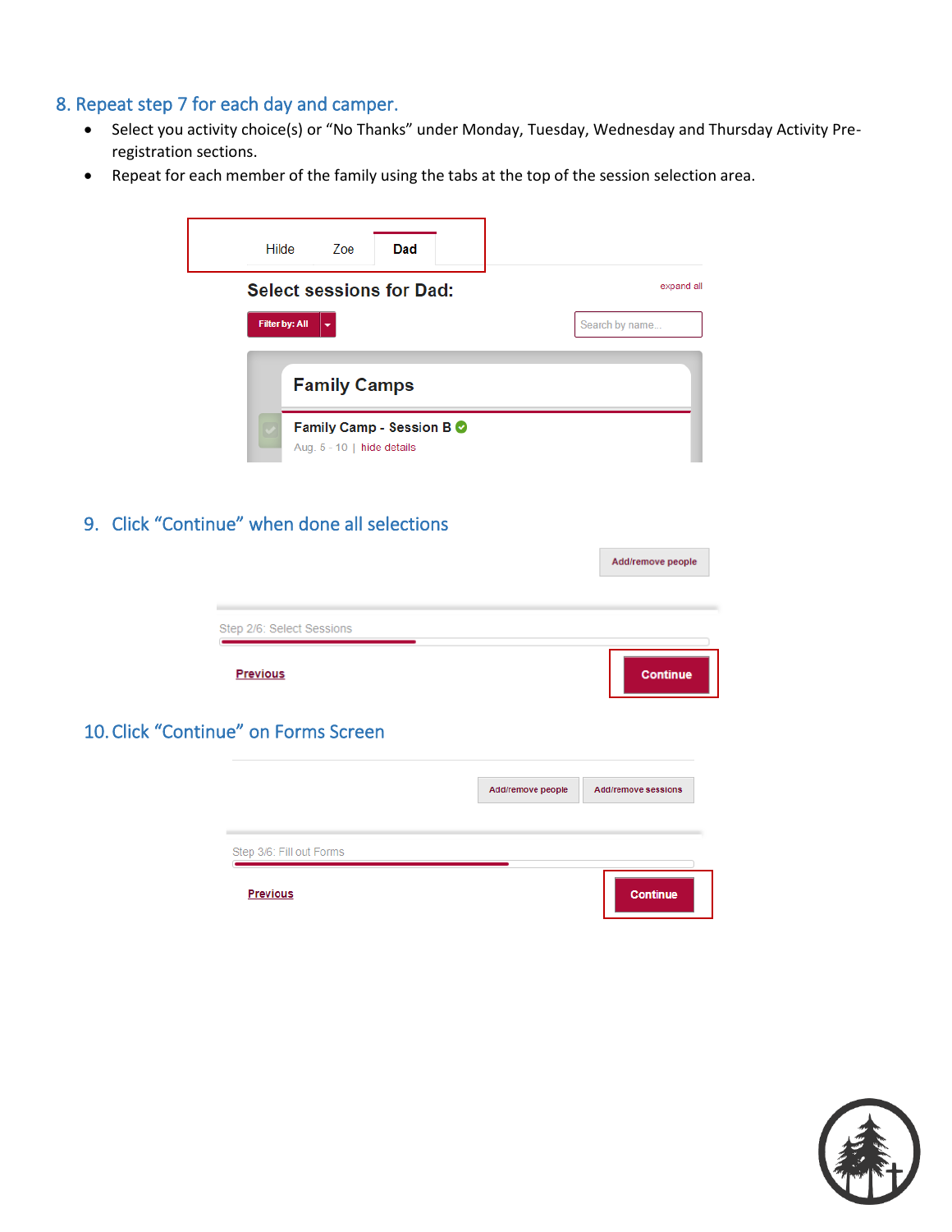## 8. Repeat step 7 for each day and camper.

- Select you activity choice(s) or "No Thanks" under Monday, Tuesday, Wednesday and Thursday Activity Pre-registration sections.
- Repeat for each member of the family using the tabs at the top of the session selection area.

Hilde Zoe **Dad**

**Select sessions for Dad:**

expand all

Filter by: All

Search by name...

**Family Camps**

Family Camp - Session B

Aug. 5 - 10 | hide details

## 9. Click "Continue" when done all selections

Add/remove people

Step 2/6: Select Sessions

Previous

Continue

## 10. Click "Continue" on Forms Screen

Add/remove people Add/remove sessions

Step 3/6: Fill out Forms

Previous

Continue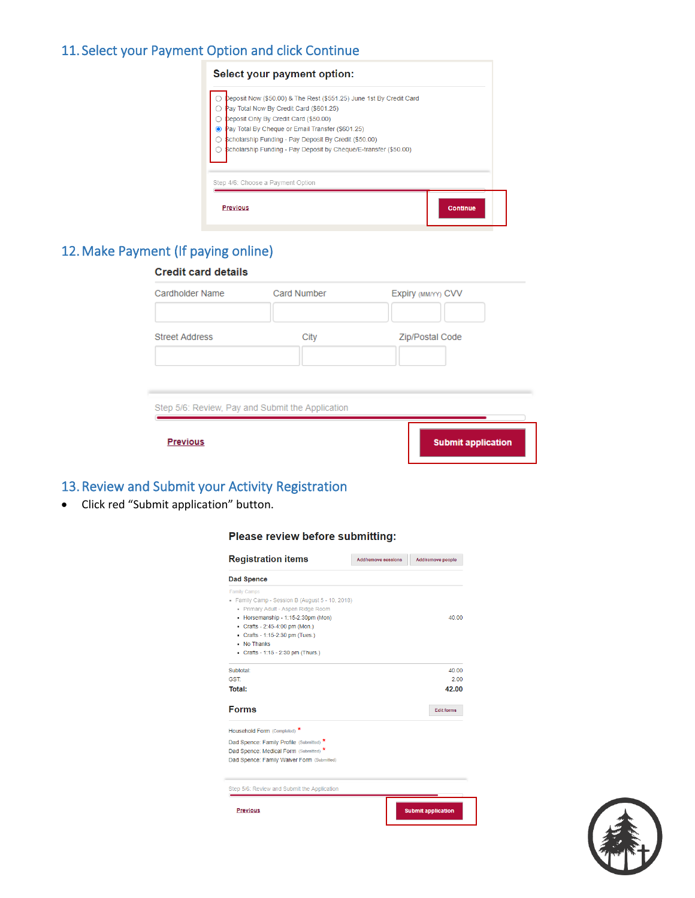## 11. Select your Payment Option and click Continue

**Select your payment option:**

- ○ Deposit Now ($50.00) & The Rest ($551.25) June 1st By Credit Card
- ○ Pay Total Now By Credit Card ($601.25)
- ○ Deposit Only By Credit Card ($50.00)
- ● Pay Total By Cheque or Email Transfer ($601.25)
- ○ Scholarship Funding - Pay Deposit By Credit ($50.00)
- ○ Scholarship Funding - Pay Deposit by Cheque/E-transfer ($50.00)

Step 4/6: Choose a Payment Option

Previous | Continue

## 12. Make Payment (If paying online)

**Credit card details**

Cardholder Name | Card Number | Expiry (MM/YY) CVV

Street Address | City | Zip/Postal Code

Step 5/6: Review, Pay and Submit the Application

Previous | Submit application

## 13. Review and Submit your Activity Registration

- Click red "Submit application" button.

**Please review before submitting:**

**Registration items** — Add/remove sessions | Add/remove people

**Dad Spence**

Family Camps

- Family Camp - Session B (August 5 - 10, 2018)
  - Primary Adult - Aspen Ridge Room
  - Horsemanship - 1:15-2:30pm (Mon) 40.00
  - Crafts - 2:45-4:00 pm (Mon.)
  - Crafts - 1:15-2:30 pm (Tues.)
  - No Thanks
  - Crafts - 1:15 - 2:30 pm (Thurs.)

| | |
|---|---|
| Subtotal: | 40.00 |
| GST: | 2.00 |
| **Total:** | **42.00** |

**Forms** — Edit forms

- Household Form (Completed) *
- Dad Spence: Family Profile (Submitted) *
- Dad Spence: Medical Form (Submitted) *
- Dad Spence: Family Waiver Form (Submitted)

Step 5/6: Review and Submit the Application

Previous | Submit application